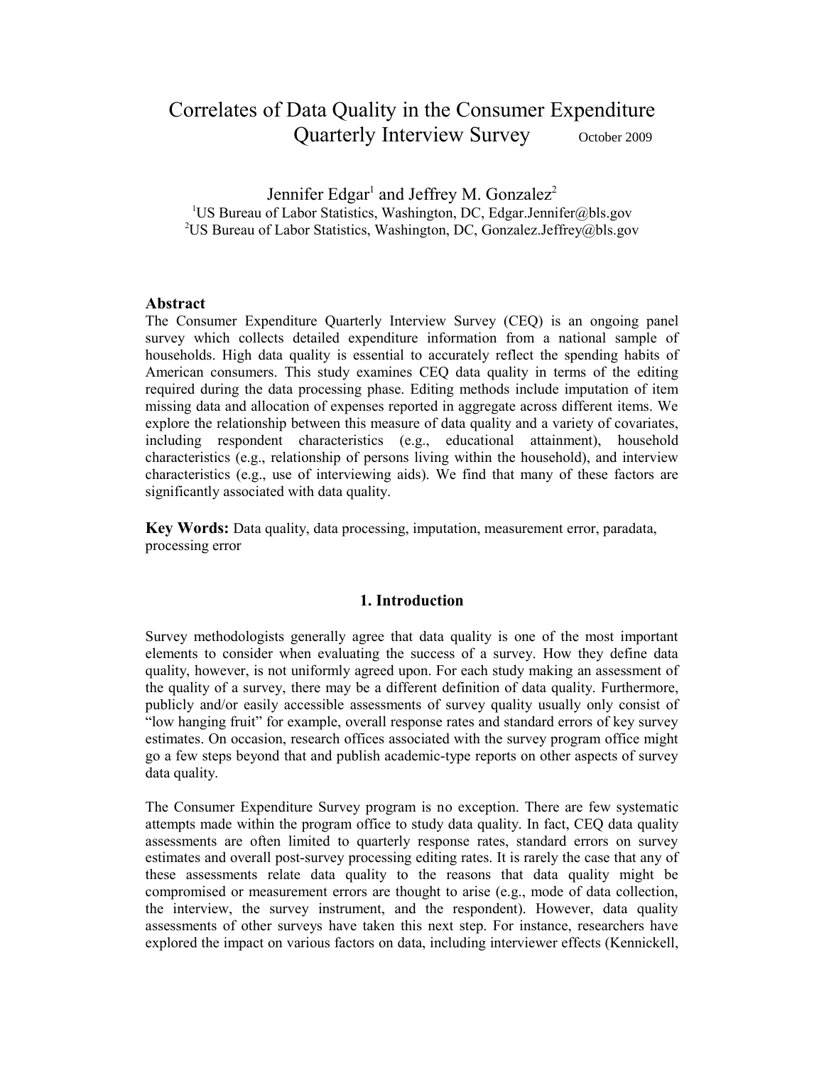# Correlates of Data Quality in the Consumer Expenditure Quarterly Interview Survey

October 2009

Jennifer Edgar[1] and Jeffrey M. Gonzalez[2]

[1]US Bureau of Labor Statistics, Washington, DC, Edgar.Jennifer@bls.gov
[2]US Bureau of Labor Statistics, Washington, DC, Gonzalez.Jeffrey@bls.gov

### Abstract

The Consumer Expenditure Quarterly Interview Survey (CEQ) is an ongoing panel survey which collects detailed expenditure information from a national sample of households. High data quality is essential to accurately reflect the spending habits of American consumers. This study examines CEQ data quality in terms of the editing required during the data processing phase. Editing methods include imputation of item missing data and allocation of expenses reported in aggregate across different items. We explore the relationship between this measure of data quality and a variety of covariates, including respondent characteristics (e.g., educational attainment), household characteristics (e.g., relationship of persons living within the household), and interview characteristics (e.g., use of interviewing aids). We find that many of these factors are significantly associated with data quality.

**Key Words:** Data quality, data processing, imputation, measurement error, paradata, processing error

## 1. Introduction

Survey methodologists generally agree that data quality is one of the most important elements to consider when evaluating the success of a survey. How they define data quality, however, is not uniformly agreed upon. For each study making an assessment of the quality of a survey, there may be a different definition of data quality. Furthermore, publicly and/or easily accessible assessments of survey quality usually only consist of "low hanging fruit" for example, overall response rates and standard errors of key survey estimates. On occasion, research offices associated with the survey program office might go a few steps beyond that and publish academic-type reports on other aspects of survey data quality.

The Consumer Expenditure Survey program is no exception. There are few systematic attempts made within the program office to study data quality. In fact, CEQ data quality assessments are often limited to quarterly response rates, standard errors on survey estimates and overall post-survey processing editing rates. It is rarely the case that any of these assessments relate data quality to the reasons that data quality might be compromised or measurement errors are thought to arise (e.g., mode of data collection, the interview, the survey instrument, and the respondent). However, data quality assessments of other surveys have taken this next step. For instance, researchers have explored the impact on various factors on data, including interviewer effects (Kennickell,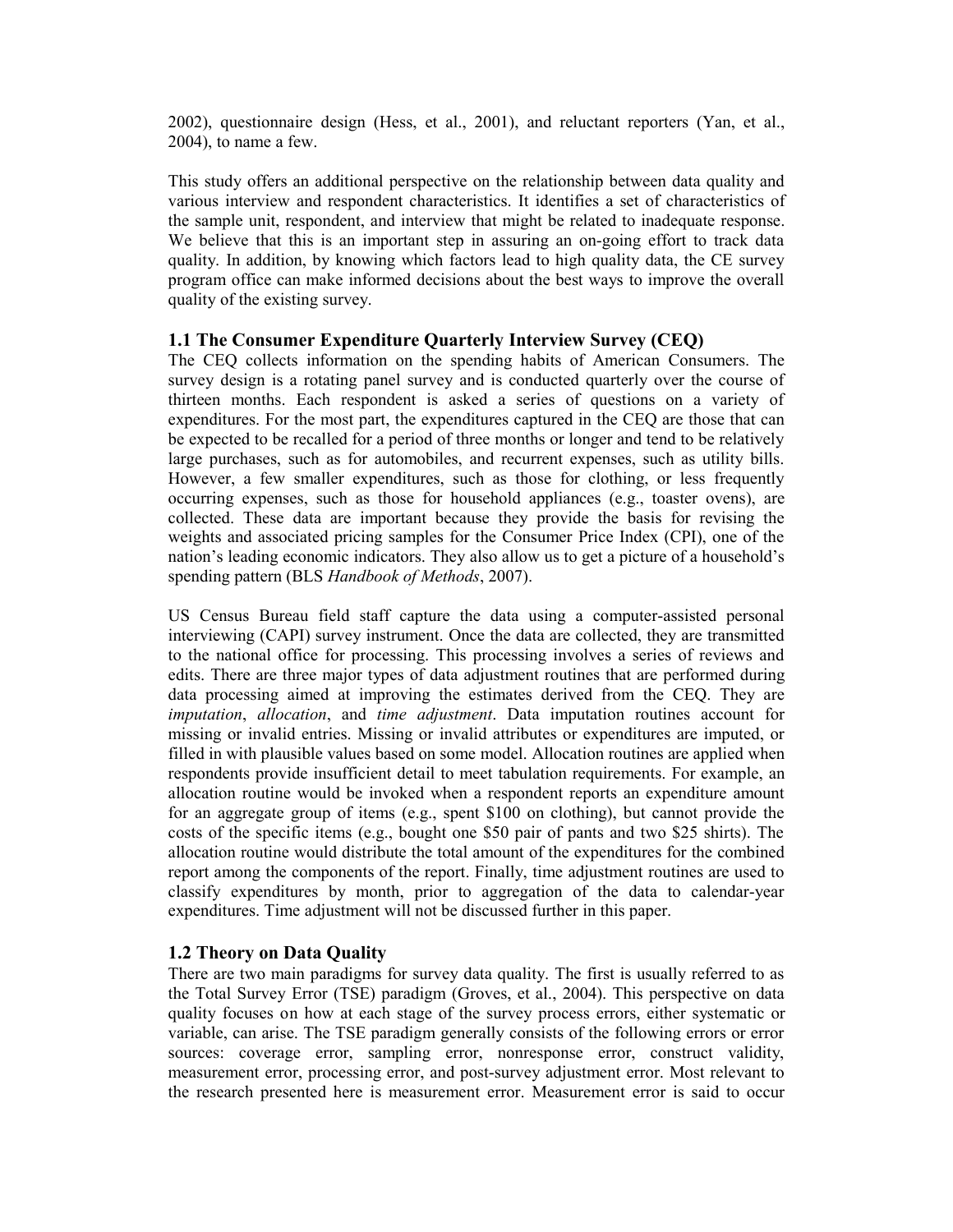2002), questionnaire design (Hess, et al., 2001), and reluctant reporters (Yan, et al., 2004), to name a few.

This study offers an additional perspective on the relationship between data quality and various interview and respondent characteristics. It identifies a set of characteristics of the sample unit, respondent, and interview that might be related to inadequate response. We believe that this is an important step in assuring an on-going effort to track data quality. In addition, by knowing which factors lead to high quality data, the CE survey program office can make informed decisions about the best ways to improve the overall quality of the existing survey.

### 1.1 The Consumer Expenditure Quarterly Interview Survey (CEQ)

The CEQ collects information on the spending habits of American Consumers. The survey design is a rotating panel survey and is conducted quarterly over the course of thirteen months. Each respondent is asked a series of questions on a variety of expenditures. For the most part, the expenditures captured in the CEQ are those that can be expected to be recalled for a period of three months or longer and tend to be relatively large purchases, such as for automobiles, and recurrent expenses, such as utility bills. However, a few smaller expenditures, such as those for clothing, or less frequently occurring expenses, such as those for household appliances (e.g., toaster ovens), are collected. These data are important because they provide the basis for revising the weights and associated pricing samples for the Consumer Price Index (CPI), one of the nation's leading economic indicators. They also allow us to get a picture of a household's spending pattern (BLS *Handbook of Methods*, 2007).

US Census Bureau field staff capture the data using a computer-assisted personal interviewing (CAPI) survey instrument. Once the data are collected, they are transmitted to the national office for processing. This processing involves a series of reviews and edits. There are three major types of data adjustment routines that are performed during data processing aimed at improving the estimates derived from the CEQ. They are *imputation*, *allocation*, and *time adjustment*. Data imputation routines account for missing or invalid entries. Missing or invalid attributes or expenditures are imputed, or filled in with plausible values based on some model. Allocation routines are applied when respondents provide insufficient detail to meet tabulation requirements. For example, an allocation routine would be invoked when a respondent reports an expenditure amount for an aggregate group of items (e.g., spent $100 on clothing), but cannot provide the costs of the specific items (e.g., bought one $50 pair of pants and two $25 shirts). The allocation routine would distribute the total amount of the expenditures for the combined report among the components of the report. Finally, time adjustment routines are used to classify expenditures by month, prior to aggregation of the data to calendar-year expenditures. Time adjustment will not be discussed further in this paper.

### 1.2 Theory on Data Quality

There are two main paradigms for survey data quality. The first is usually referred to as the Total Survey Error (TSE) paradigm (Groves, et al., 2004). This perspective on data quality focuses on how at each stage of the survey process errors, either systematic or variable, can arise. The TSE paradigm generally consists of the following errors or error sources: coverage error, sampling error, nonresponse error, construct validity, measurement error, processing error, and post-survey adjustment error. Most relevant to the research presented here is measurement error. Measurement error is said to occur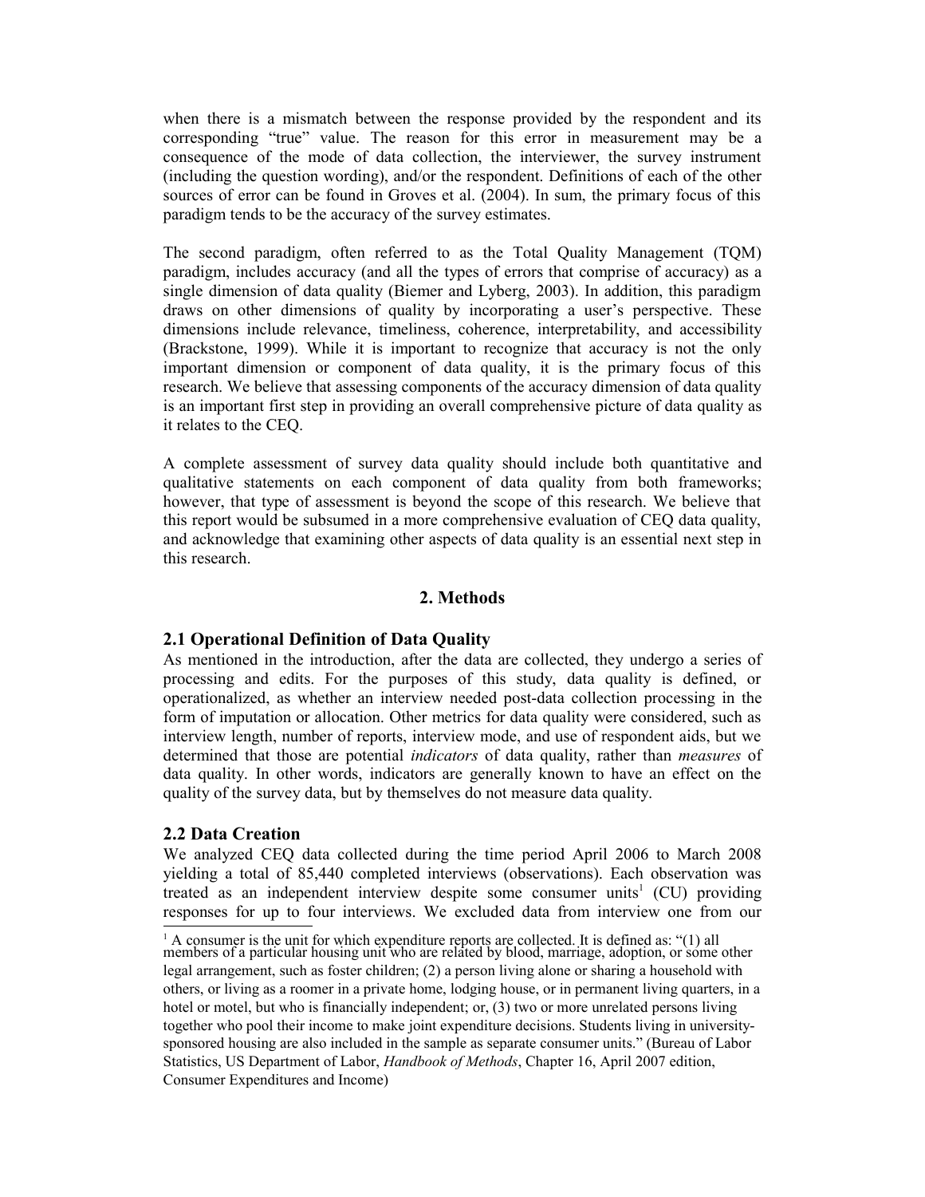when there is a mismatch between the response provided by the respondent and its corresponding "true" value. The reason for this error in measurement may be a consequence of the mode of data collection, the interviewer, the survey instrument (including the question wording), and/or the respondent. Definitions of each of the other sources of error can be found in Groves et al. (2004). In sum, the primary focus of this paradigm tends to be the accuracy of the survey estimates.

The second paradigm, often referred to as the Total Quality Management (TQM) paradigm, includes accuracy (and all the types of errors that comprise of accuracy) as a single dimension of data quality (Biemer and Lyberg, 2003). In addition, this paradigm draws on other dimensions of quality by incorporating a user's perspective. These dimensions include relevance, timeliness, coherence, interpretability, and accessibility (Brackstone, 1999). While it is important to recognize that accuracy is not the only important dimension or component of data quality, it is the primary focus of this research. We believe that assessing components of the accuracy dimension of data quality is an important first step in providing an overall comprehensive picture of data quality as it relates to the CEQ.

A complete assessment of survey data quality should include both quantitative and qualitative statements on each component of data quality from both frameworks; however, that type of assessment is beyond the scope of this research. We believe that this report would be subsumed in a more comprehensive evaluation of CEQ data quality, and acknowledge that examining other aspects of data quality is an essential next step in this research.

## 2. Methods

### 2.1 Operational Definition of Data Quality

As mentioned in the introduction, after the data are collected, they undergo a series of processing and edits. For the purposes of this study, data quality is defined, or operationalized, as whether an interview needed post-data collection processing in the form of imputation or allocation. Other metrics for data quality were considered, such as interview length, number of reports, interview mode, and use of respondent aids, but we determined that those are potential *indicators* of data quality, rather than *measures* of data quality. In other words, indicators are generally known to have an effect on the quality of the survey data, but by themselves do not measure data quality.

### 2.2 Data Creation

We analyzed CEQ data collected during the time period April 2006 to March 2008 yielding a total of 85,440 completed interviews (observations). Each observation was treated as an independent interview despite some consumer units[1] (CU) providing responses for up to four interviews. We excluded data from interview one from our

[1] A consumer is the unit for which expenditure reports are collected. It is defined as: "(1) all members of a particular housing unit who are related by blood, marriage, adoption, or some other legal arrangement, such as foster children; (2) a person living alone or sharing a household with others, or living as a roomer in a private home, lodging house, or in permanent living quarters, in a hotel or motel, but who is financially independent; or, (3) two or more unrelated persons living together who pool their income to make joint expenditure decisions. Students living in university-sponsored housing are also included in the sample as separate consumer units." (Bureau of Labor Statistics, US Department of Labor, *Handbook of Methods*, Chapter 16, April 2007 edition, Consumer Expenditures and Income)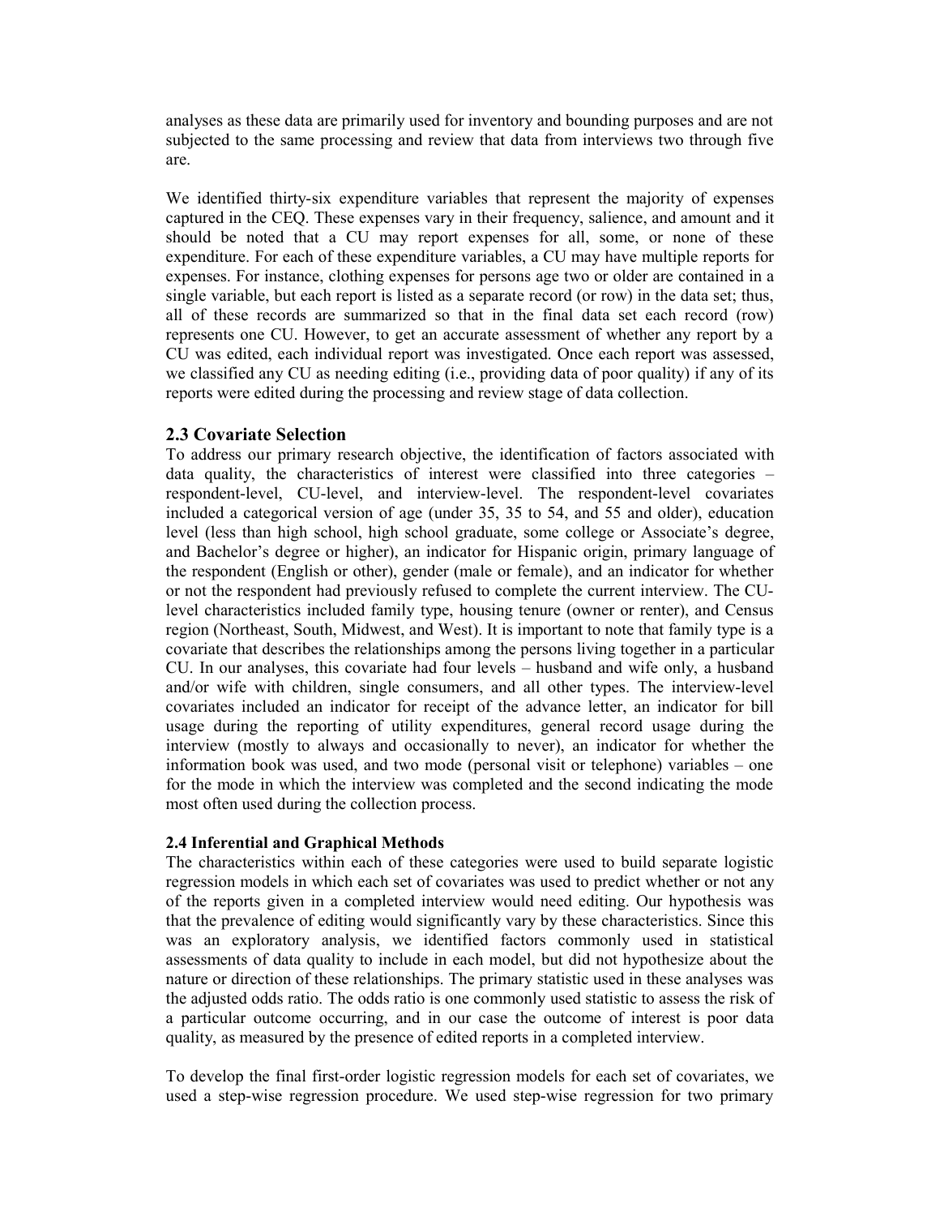analyses as these data are primarily used for inventory and bounding purposes and are not subjected to the same processing and review that data from interviews two through five are.

We identified thirty-six expenditure variables that represent the majority of expenses captured in the CEQ. These expenses vary in their frequency, salience, and amount and it should be noted that a CU may report expenses for all, some, or none of these expenditure. For each of these expenditure variables, a CU may have multiple reports for expenses. For instance, clothing expenses for persons age two or older are contained in a single variable, but each report is listed as a separate record (or row) in the data set; thus, all of these records are summarized so that in the final data set each record (row) represents one CU. However, to get an accurate assessment of whether any report by a CU was edited, each individual report was investigated. Once each report was assessed, we classified any CU as needing editing (i.e., providing data of poor quality) if any of its reports were edited during the processing and review stage of data collection.

## 2.3 Covariate Selection

To address our primary research objective, the identification of factors associated with data quality, the characteristics of interest were classified into three categories – respondent-level, CU-level, and interview-level. The respondent-level covariates included a categorical version of age (under 35, 35 to 54, and 55 and older), education level (less than high school, high school graduate, some college or Associate's degree, and Bachelor's degree or higher), an indicator for Hispanic origin, primary language of the respondent (English or other), gender (male or female), and an indicator for whether or not the respondent had previously refused to complete the current interview. The CU-level characteristics included family type, housing tenure (owner or renter), and Census region (Northeast, South, Midwest, and West). It is important to note that family type is a covariate that describes the relationships among the persons living together in a particular CU. In our analyses, this covariate had four levels – husband and wife only, a husband and/or wife with children, single consumers, and all other types. The interview-level covariates included an indicator for receipt of the advance letter, an indicator for bill usage during the reporting of utility expenditures, general record usage during the interview (mostly to always and occasionally to never), an indicator for whether the information book was used, and two mode (personal visit or telephone) variables – one for the mode in which the interview was completed and the second indicating the mode most often used during the collection process.

### 2.4 Inferential and Graphical Methods

The characteristics within each of these categories were used to build separate logistic regression models in which each set of covariates was used to predict whether or not any of the reports given in a completed interview would need editing. Our hypothesis was that the prevalence of editing would significantly vary by these characteristics. Since this was an exploratory analysis, we identified factors commonly used in statistical assessments of data quality to include in each model, but did not hypothesize about the nature or direction of these relationships. The primary statistic used in these analyses was the adjusted odds ratio. The odds ratio is one commonly used statistic to assess the risk of a particular outcome occurring, and in our case the outcome of interest is poor data quality, as measured by the presence of edited reports in a completed interview.

To develop the final first-order logistic regression models for each set of covariates, we used a step-wise regression procedure. We used step-wise regression for two primary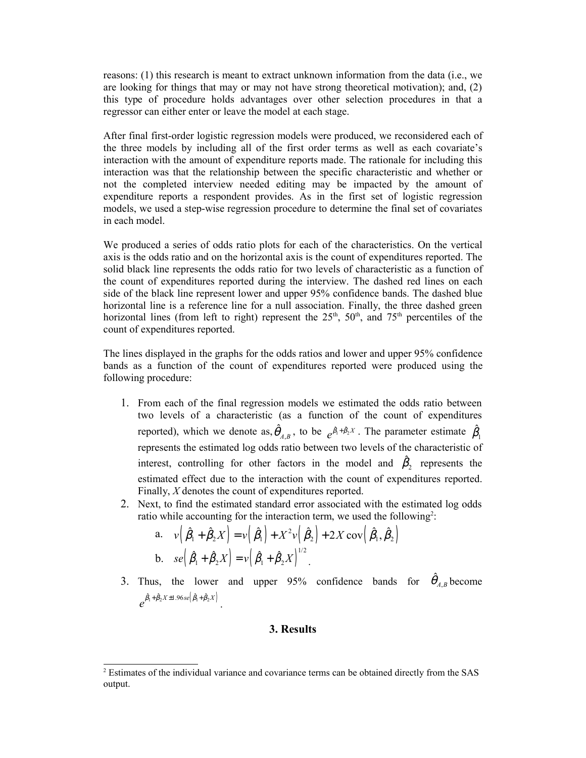reasons: (1) this research is meant to extract unknown information from the data (i.e., we are looking for things that may or may not have strong theoretical motivation); and, (2) this type of procedure holds advantages over other selection procedures in that a regressor can either enter or leave the model at each stage.

After final first-order logistic regression models were produced, we reconsidered each of the three models by including all of the first order terms as well as each covariate's interaction with the amount of expenditure reports made. The rationale for including this interaction was that the relationship between the specific characteristic and whether or not the completed interview needed editing may be impacted by the amount of expenditure reports a respondent provides. As in the first set of logistic regression models, we used a step-wise regression procedure to determine the final set of covariates in each model.

We produced a series of odds ratio plots for each of the characteristics. On the vertical axis is the odds ratio and on the horizontal axis is the count of expenditures reported. The solid black line represents the odds ratio for two levels of characteristic as a function of the count of expenditures reported during the interview. The dashed red lines on each side of the black line represent lower and upper 95% confidence bands. The dashed blue horizontal line is a reference line for a null association. Finally, the three dashed green horizontal lines (from left to right) represent the 25th, 50th, and 75th percentiles of the count of expenditures reported.

The lines displayed in the graphs for the odds ratios and lower and upper 95% confidence bands as a function of the count of expenditures reported were produced using the following procedure:

1. From each of the final regression models we estimated the odds ratio between two levels of a characteristic (as a function of the count of expenditures reported), which we denote as, $\hat{\theta}_{A,B}$, to be $e^{\hat{\beta}_1 + \hat{\beta}_2 X}$. The parameter estimate $\hat{\beta}_1$ represents the estimated log odds ratio between two levels of the characteristic of interest, controlling for other factors in the model and $\hat{\beta}_2$ represents the estimated effect due to the interaction with the count of expenditures reported. Finally, $X$ denotes the count of expenditures reported.
2. Next, to find the estimated standard error associated with the estimated log odds ratio while accounting for the interaction term, we used the following[2]:
    a. $v\left(\hat{\beta}_1 + \hat{\beta}_2 X\right) = v\left(\hat{\beta}_1\right) + X^2 v\left(\hat{\beta}_2\right) + 2X \operatorname{cov}\left(\hat{\beta}_1, \hat{\beta}_2\right)$
    b. $se\left(\hat{\beta}_1 + \hat{\beta}_2 X\right) = v\left(\hat{\beta}_1 + \hat{\beta}_2 X\right)^{1/2}$.
3. Thus, the lower and upper 95% confidence bands for $\hat{\theta}_{A,B}$ become $e^{\hat{\beta}_1 + \hat{\beta}_2 X \pm 1.96 se\left(\hat{\beta}_1 + \hat{\beta}_2 X\right)}$.

## 3. Results

[2] Estimates of the individual variance and covariance terms can be obtained directly from the SAS output.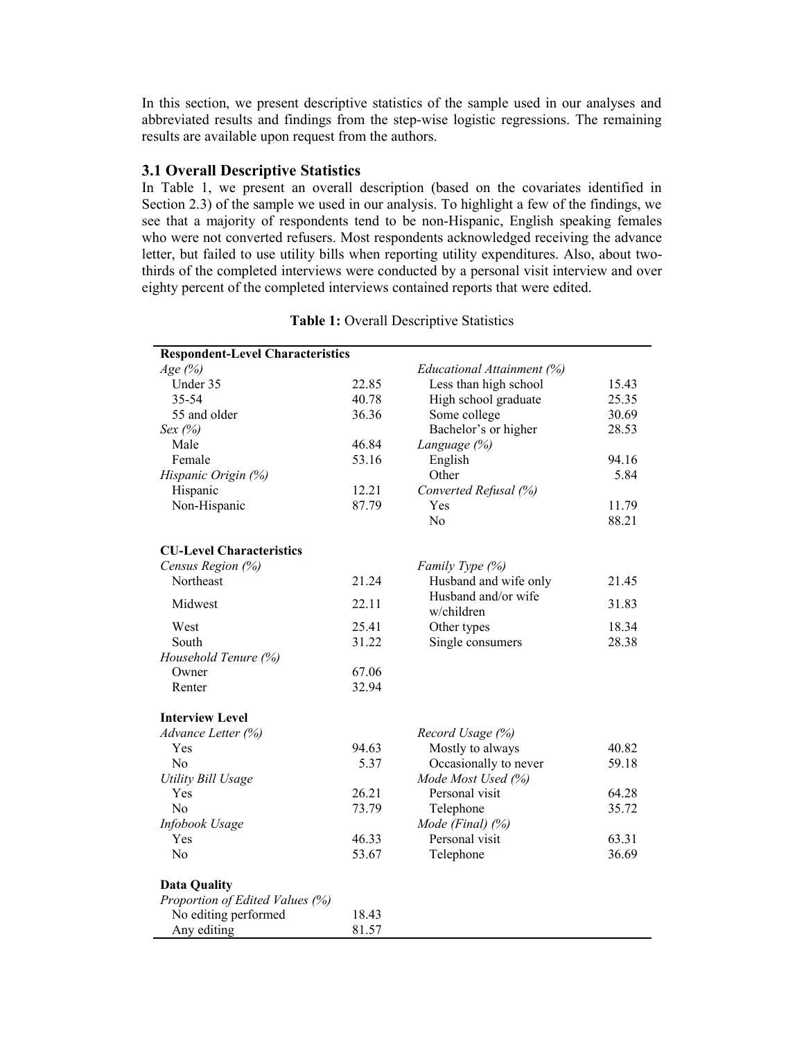In this section, we present descriptive statistics of the sample used in our analyses and abbreviated results and findings from the step-wise logistic regressions. The remaining results are available upon request from the authors.

### 3.1 Overall Descriptive Statistics

In Table 1, we present an overall description (based on the covariates identified in Section 2.3) of the sample we used in our analysis. To highlight a few of the findings, we see that a majority of respondents tend to be non-Hispanic, English speaking females who were not converted refusers. Most respondents acknowledged receiving the advance letter, but failed to use utility bills when reporting utility expenditures. Also, about two-thirds of the completed interviews were conducted by a personal visit interview and over eighty percent of the completed interviews contained reports that were edited.

**Table 1:** Overall Descriptive Statistics

| **Respondent-Level Characteristics** | | | |
|---|---|---|---|
| *Age (%)* | | *Educational Attainment (%)* | |
| Under 35 | 22.85 | Less than high school | 15.43 |
| 35-54 | 40.78 | High school graduate | 25.35 |
| 55 and older | 36.36 | Some college | 30.69 |
| *Sex (%)* | | Bachelor's or higher | 28.53 |
| Male | 46.84 | *Language (%)* | |
| Female | 53.16 | English | 94.16 |
| *Hispanic Origin (%)* | | Other | 5.84 |
| Hispanic | 12.21 | *Converted Refusal (%)* | |
| Non-Hispanic | 87.79 | Yes | 11.79 |
| | | No | 88.21 |
| **CU-Level Characteristics** | | | |
| *Census Region (%)* | | *Family Type (%)* | |
| Northeast | 21.24 | Husband and wife only | 21.45 |
| Midwest | 22.11 | Husband and/or wife w/children | 31.83 |
| West | 25.41 | Other types | 18.34 |
| South | 31.22 | Single consumers | 28.38 |
| *Household Tenure (%)* | | | |
| Owner | 67.06 | | |
| Renter | 32.94 | | |
| **Interview Level** | | | |
| *Advance Letter (%)* | | *Record Usage (%)* | |
| Yes | 94.63 | Mostly to always | 40.82 |
| No | 5.37 | Occasionally to never | 59.18 |
| *Utility Bill Usage* | | *Mode Most Used (%)* | |
| Yes | 26.21 | Personal visit | 64.28 |
| No | 73.79 | Telephone | 35.72 |
| *Infobook Usage* | | *Mode (Final) (%)* | |
| Yes | 46.33 | Personal visit | 63.31 |
| No | 53.67 | Telephone | 36.69 |
| **Data Quality** | | | |
| *Proportion of Edited Values (%)* | | | |
| No editing performed | 18.43 | | |
| Any editing | 81.57 | | |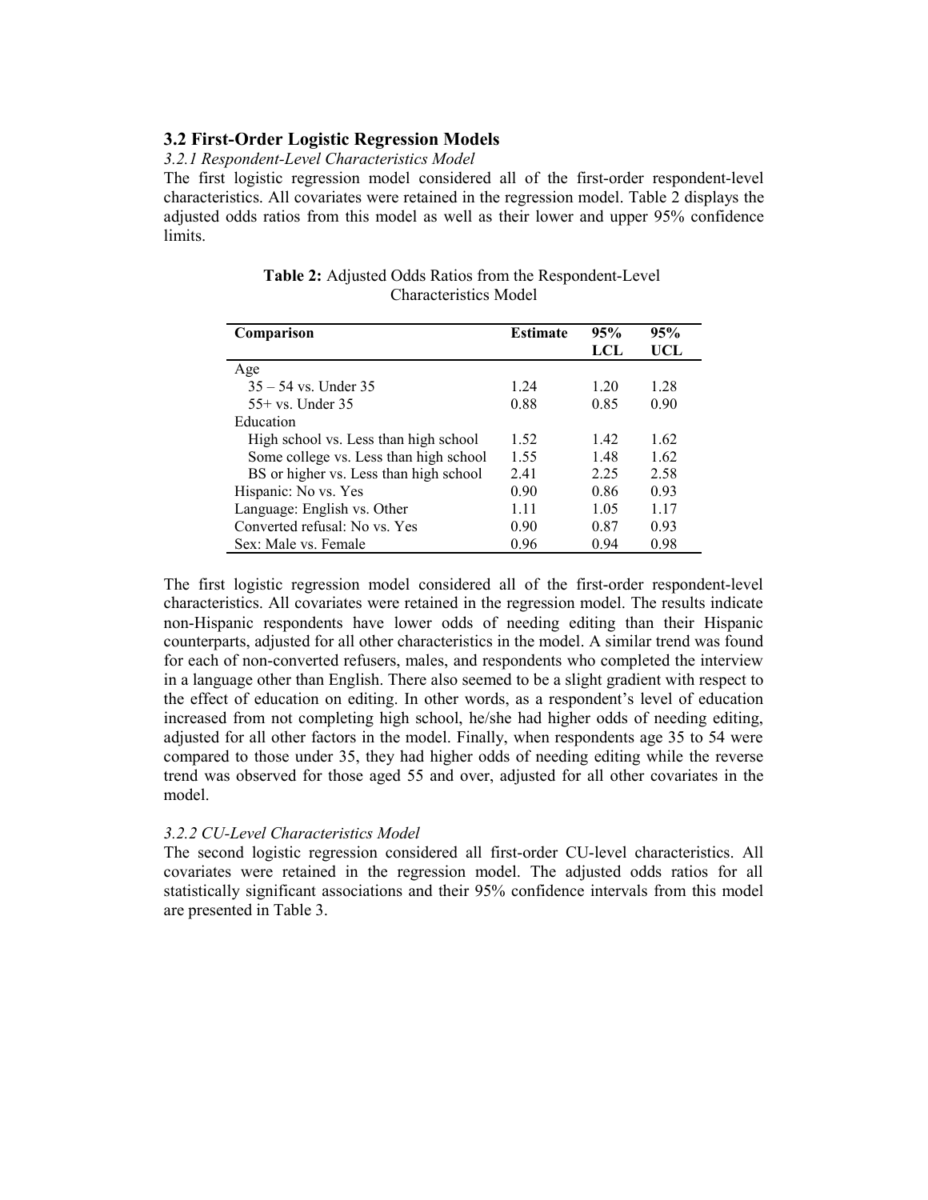## 3.2 First-Order Logistic Regression Models

### *3.2.1 Respondent-Level Characteristics Model*

The first logistic regression model considered all of the first-order respondent-level characteristics. All covariates were retained in the regression model. Table 2 displays the adjusted odds ratios from this model as well as their lower and upper 95% confidence limits.

**Table 2:** Adjusted Odds Ratios from the Respondent-Level Characteristics Model

| Comparison | Estimate | 95% LCL | 95% UCL |
|---|---|---|---|
| Age | | | |
| 35 – 54 vs. Under 35 | 1.24 | 1.20 | 1.28 |
| 55+ vs. Under 35 | 0.88 | 0.85 | 0.90 |
| Education | | | |
| High school vs. Less than high school | 1.52 | 1.42 | 1.62 |
| Some college vs. Less than high school | 1.55 | 1.48 | 1.62 |
| BS or higher vs. Less than high school | 2.41 | 2.25 | 2.58 |
| Hispanic: No vs. Yes | 0.90 | 0.86 | 0.93 |
| Language: English vs. Other | 1.11 | 1.05 | 1.17 |
| Converted refusal: No vs. Yes | 0.90 | 0.87 | 0.93 |
| Sex: Male vs. Female | 0.96 | 0.94 | 0.98 |

The first logistic regression model considered all of the first-order respondent-level characteristics. All covariates were retained in the regression model. The results indicate non-Hispanic respondents have lower odds of needing editing than their Hispanic counterparts, adjusted for all other characteristics in the model. A similar trend was found for each of non-converted refusers, males, and respondents who completed the interview in a language other than English. There also seemed to be a slight gradient with respect to the effect of education on editing. In other words, as a respondent's level of education increased from not completing high school, he/she had higher odds of needing editing, adjusted for all other factors in the model. Finally, when respondents age 35 to 54 were compared to those under 35, they had higher odds of needing editing while the reverse trend was observed for those aged 55 and over, adjusted for all other covariates in the model.

### *3.2.2 CU-Level Characteristics Model*

The second logistic regression considered all first-order CU-level characteristics. All covariates were retained in the regression model. The adjusted odds ratios for all statistically significant associations and their 95% confidence intervals from this model are presented in Table 3.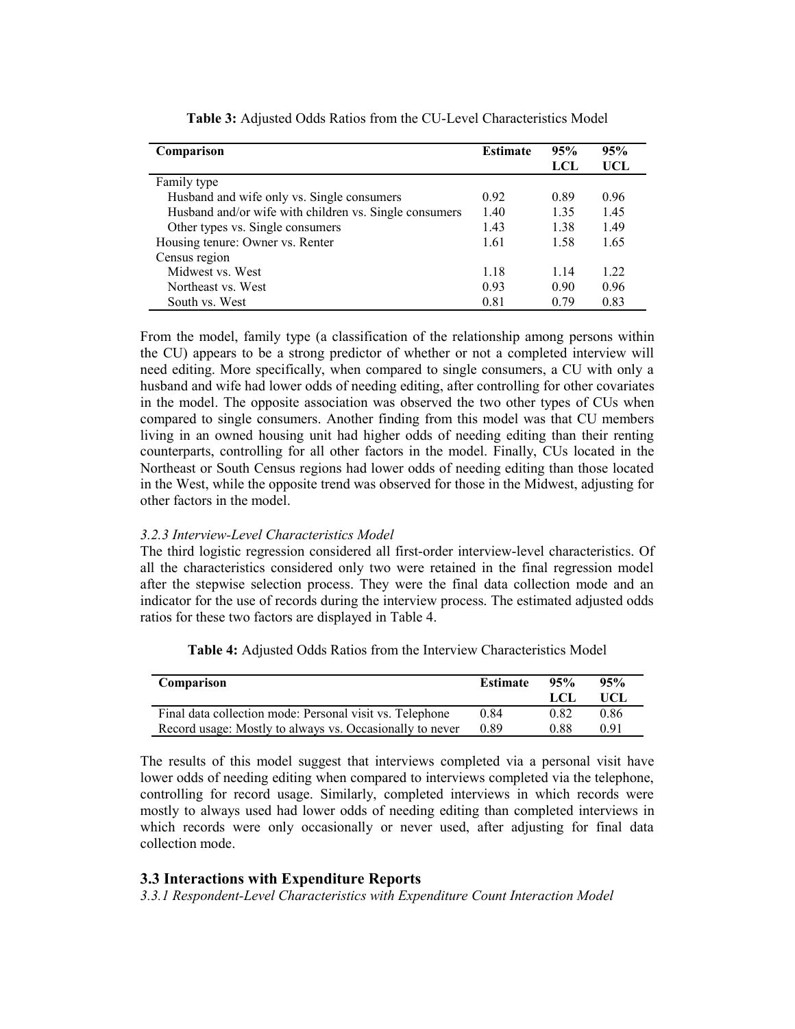**Table 3:** Adjusted Odds Ratios from the CU-Level Characteristics Model

| Comparison | Estimate | 95% LCL | 95% UCL |
|---|---|---|---|
| Family type | | | |
| Husband and wife only vs. Single consumers | 0.92 | 0.89 | 0.96 |
| Husband and/or wife with children vs. Single consumers | 1.40 | 1.35 | 1.45 |
| Other types vs. Single consumers | 1.43 | 1.38 | 1.49 |
| Housing tenure: Owner vs. Renter | 1.61 | 1.58 | 1.65 |
| Census region | | | |
| Midwest vs. West | 1.18 | 1.14 | 1.22 |
| Northeast vs. West | 0.93 | 0.90 | 0.96 |
| South vs. West | 0.81 | 0.79 | 0.83 |

From the model, family type (a classification of the relationship among persons within the CU) appears to be a strong predictor of whether or not a completed interview will need editing. More specifically, when compared to single consumers, a CU with only a husband and wife had lower odds of needing editing, after controlling for other covariates in the model. The opposite association was observed the two other types of CUs when compared to single consumers. Another finding from this model was that CU members living in an owned housing unit had higher odds of needing editing than their renting counterparts, controlling for all other factors in the model. Finally, CUs located in the Northeast or South Census regions had lower odds of needing editing than those located in the West, while the opposite trend was observed for those in the Midwest, adjusting for other factors in the model.

*3.2.3 Interview-Level Characteristics Model*

The third logistic regression considered all first-order interview-level characteristics. Of all the characteristics considered only two were retained in the final regression model after the stepwise selection process. They were the final data collection mode and an indicator for the use of records during the interview process. The estimated adjusted odds ratios for these two factors are displayed in Table 4.

**Table 4:** Adjusted Odds Ratios from the Interview Characteristics Model

| Comparison | Estimate | 95% LCL | 95% UCL |
|---|---|---|---|
| Final data collection mode: Personal visit vs. Telephone | 0.84 | 0.82 | 0.86 |
| Record usage: Mostly to always vs. Occasionally to never | 0.89 | 0.88 | 0.91 |

The results of this model suggest that interviews completed via a personal visit have lower odds of needing editing when compared to interviews completed via the telephone, controlling for record usage. Similarly, completed interviews in which records were mostly to always used had lower odds of needing editing than completed interviews in which records were only occasionally or never used, after adjusting for final data collection mode.

## 3.3 Interactions with Expenditure Reports

*3.3.1 Respondent-Level Characteristics with Expenditure Count Interaction Model*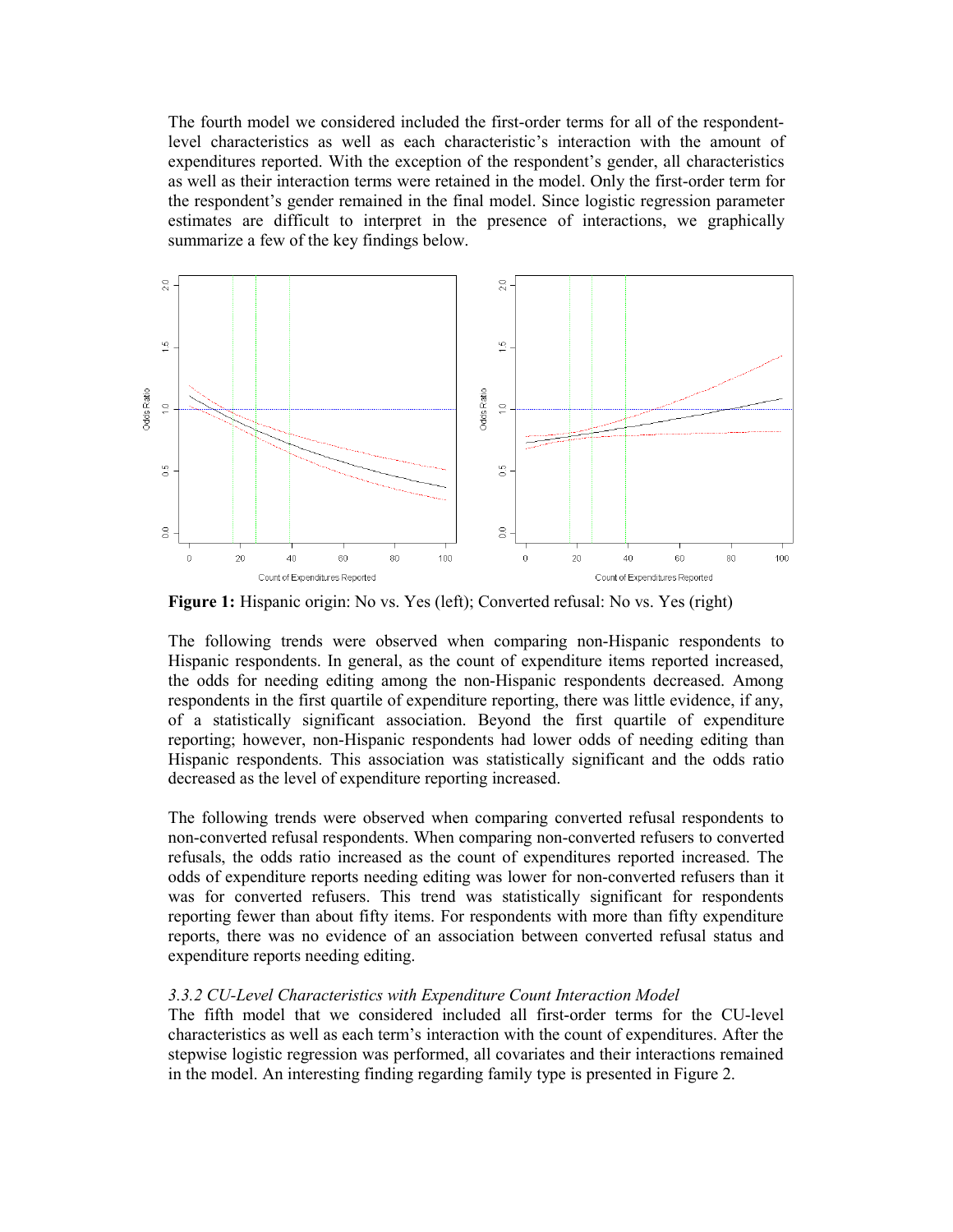The fourth model we considered included the first-order terms for all of the respondent-level characteristics as well as each characteristic's interaction with the amount of expenditures reported. With the exception of the respondent's gender, all characteristics as well as their interaction terms were retained in the model. Only the first-order term for the respondent's gender remained in the final model. Since logistic regression parameter estimates are difficult to interpret in the presence of interactions, we graphically summarize a few of the key findings below.

**Figure 1:** Hispanic origin: No vs. Yes (left); Converted refusal: No vs. Yes (right)

The following trends were observed when comparing non-Hispanic respondents to Hispanic respondents. In general, as the count of expenditure items reported increased, the odds for needing editing among the non-Hispanic respondents decreased. Among respondents in the first quartile of expenditure reporting, there was little evidence, if any, of a statistically significant association. Beyond the first quartile of expenditure reporting; however, non-Hispanic respondents had lower odds of needing editing than Hispanic respondents. This association was statistically significant and the odds ratio decreased as the level of expenditure reporting increased.

The following trends were observed when comparing converted refusal respondents to non-converted refusal respondents. When comparing non-converted refusers to converted refusals, the odds ratio increased as the count of expenditures reported increased. The odds of expenditure reports needing editing was lower for non-converted refusers than it was for converted refusers. This trend was statistically significant for respondents reporting fewer than about fifty items. For respondents with more than fifty expenditure reports, there was no evidence of an association between converted refusal status and expenditure reports needing editing.

*3.3.2 CU-Level Characteristics with Expenditure Count Interaction Model*

The fifth model that we considered included all first-order terms for the CU-level characteristics as well as each term's interaction with the count of expenditures. After the stepwise logistic regression was performed, all covariates and their interactions remained in the model. An interesting finding regarding family type is presented in Figure 2.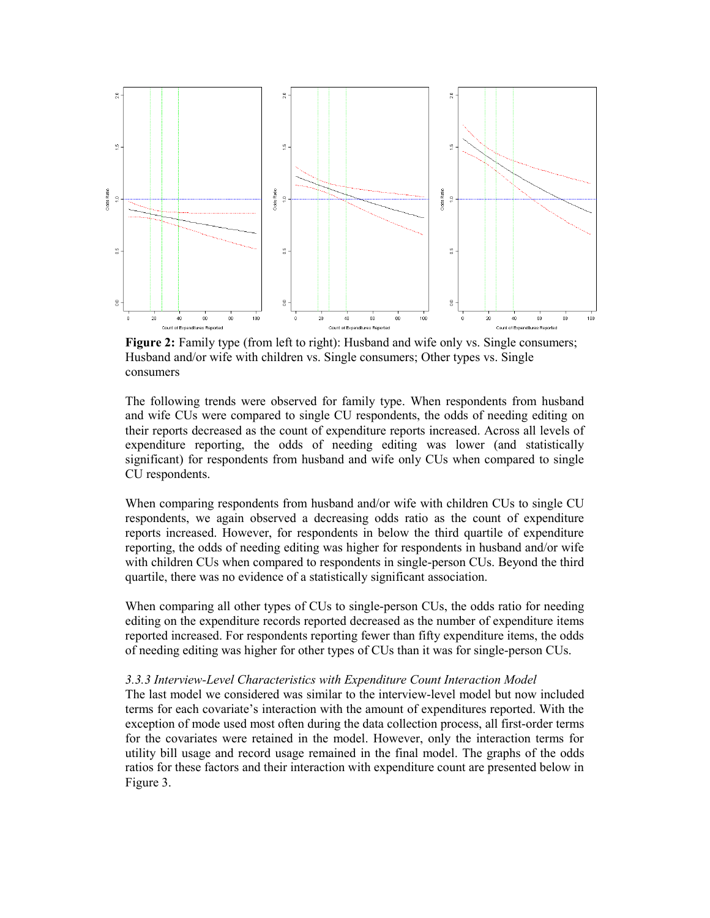**Figure 2:** Family type (from left to right): Husband and wife only vs. Single consumers; Husband and/or wife with children vs. Single consumers; Other types vs. Single consumers

The following trends were observed for family type. When respondents from husband and wife CUs were compared to single CU respondents, the odds of needing editing on their reports decreased as the count of expenditure reports increased. Across all levels of expenditure reporting, the odds of needing editing was lower (and statistically significant) for respondents from husband and wife only CUs when compared to single CU respondents.

When comparing respondents from husband and/or wife with children CUs to single CU respondents, we again observed a decreasing odds ratio as the count of expenditure reports increased. However, for respondents in below the third quartile of expenditure reporting, the odds of needing editing was higher for respondents in husband and/or wife with children CUs when compared to respondents in single-person CUs. Beyond the third quartile, there was no evidence of a statistically significant association.

When comparing all other types of CUs to single-person CUs, the odds ratio for needing editing on the expenditure records reported decreased as the number of expenditure items reported increased. For respondents reporting fewer than fifty expenditure items, the odds of needing editing was higher for other types of CUs than it was for single-person CUs.

*3.3.3 Interview-Level Characteristics with Expenditure Count Interaction Model*

The last model we considered was similar to the interview-level model but now included terms for each covariate's interaction with the amount of expenditures reported. With the exception of mode used most often during the data collection process, all first-order terms for the covariates were retained in the model. However, only the interaction terms for utility bill usage and record usage remained in the final model. The graphs of the odds ratios for these factors and their interaction with expenditure count are presented below in Figure 3.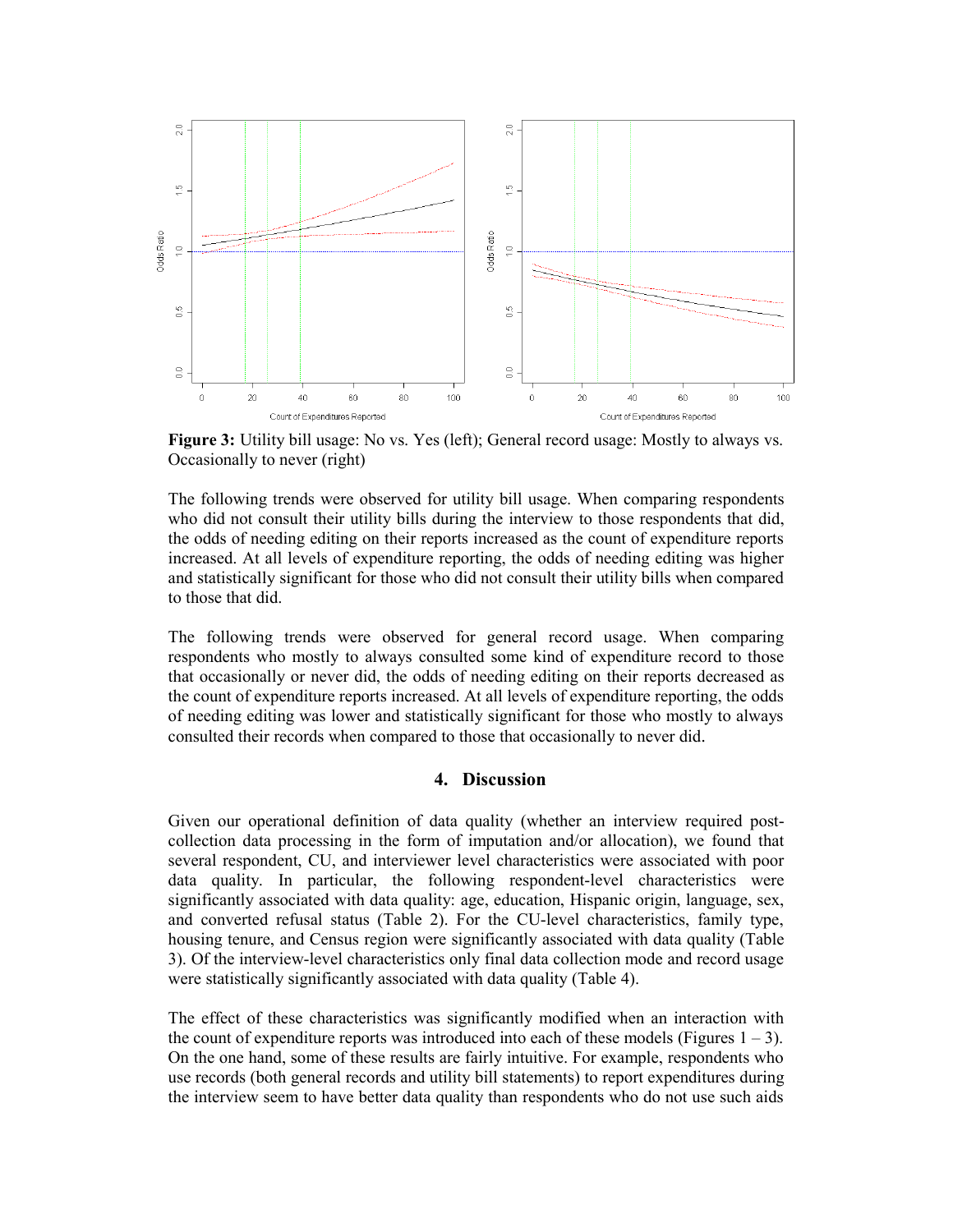**Figure 3:** Utility bill usage: No vs. Yes (left); General record usage: Mostly to always vs. Occasionally to never (right)

The following trends were observed for utility bill usage. When comparing respondents who did not consult their utility bills during the interview to those respondents that did, the odds of needing editing on their reports increased as the count of expenditure reports increased. At all levels of expenditure reporting, the odds of needing editing was higher and statistically significant for those who did not consult their utility bills when compared to those that did.

The following trends were observed for general record usage. When comparing respondents who mostly to always consulted some kind of expenditure record to those that occasionally or never did, the odds of needing editing on their reports decreased as the count of expenditure reports increased. At all levels of expenditure reporting, the odds of needing editing was lower and statistically significant for those who mostly to always consulted their records when compared to those that occasionally to never did.

## 4. Discussion

Given our operational definition of data quality (whether an interview required post-collection data processing in the form of imputation and/or allocation), we found that several respondent, CU, and interviewer level characteristics were associated with poor data quality. In particular, the following respondent-level characteristics were significantly associated with data quality: age, education, Hispanic origin, language, sex, and converted refusal status (Table 2). For the CU-level characteristics, family type, housing tenure, and Census region were significantly associated with data quality (Table 3). Of the interview-level characteristics only final data collection mode and record usage were statistically significantly associated with data quality (Table 4).

The effect of these characteristics was significantly modified when an interaction with the count of expenditure reports was introduced into each of these models (Figures 1 – 3). On the one hand, some of these results are fairly intuitive. For example, respondents who use records (both general records and utility bill statements) to report expenditures during the interview seem to have better data quality than respondents who do not use such aids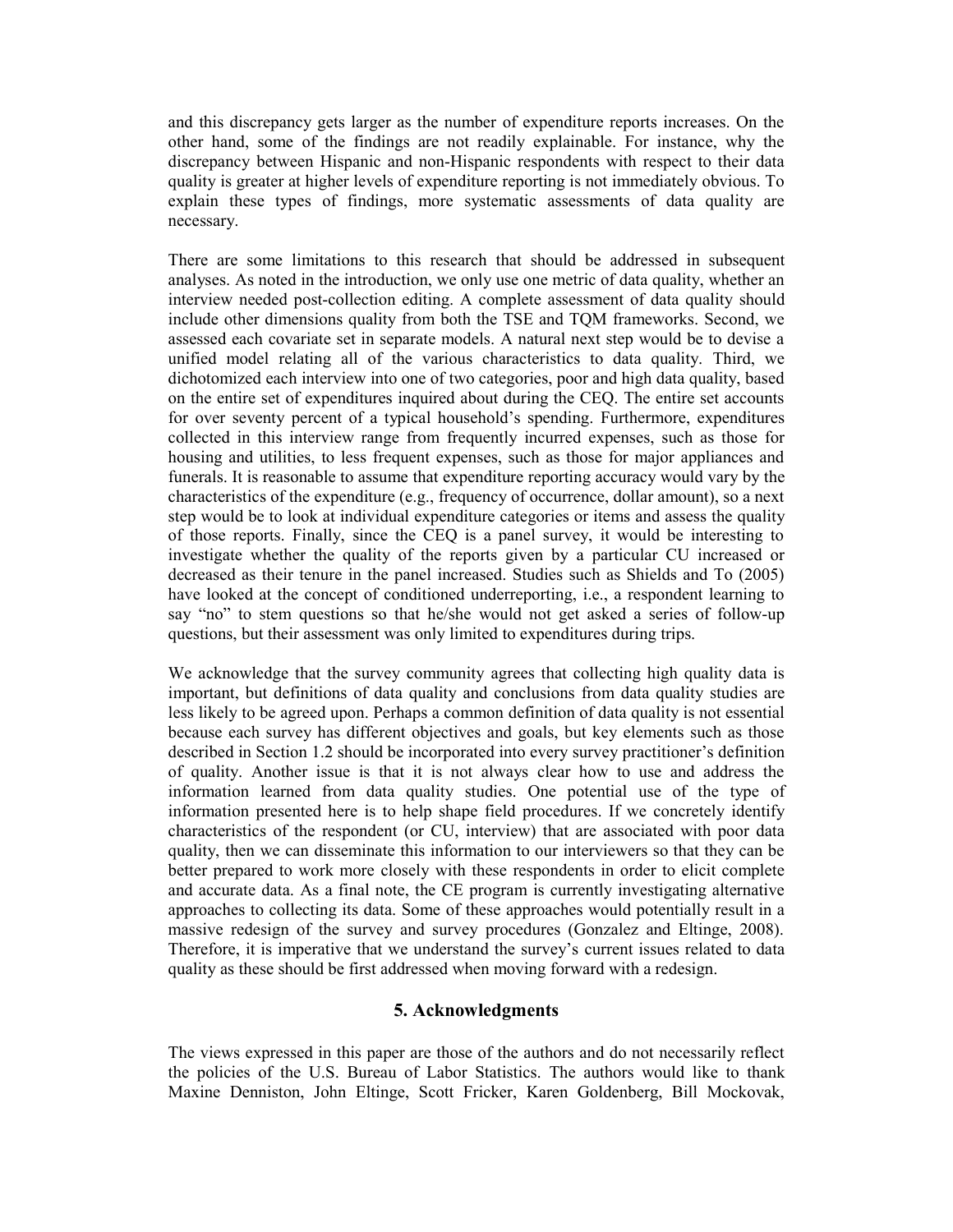and this discrepancy gets larger as the number of expenditure reports increases. On the other hand, some of the findings are not readily explainable. For instance, why the discrepancy between Hispanic and non-Hispanic respondents with respect to their data quality is greater at higher levels of expenditure reporting is not immediately obvious. To explain these types of findings, more systematic assessments of data quality are necessary.

There are some limitations to this research that should be addressed in subsequent analyses. As noted in the introduction, we only use one metric of data quality, whether an interview needed post-collection editing. A complete assessment of data quality should include other dimensions quality from both the TSE and TQM frameworks. Second, we assessed each covariate set in separate models. A natural next step would be to devise a unified model relating all of the various characteristics to data quality. Third, we dichotomized each interview into one of two categories, poor and high data quality, based on the entire set of expenditures inquired about during the CEQ. The entire set accounts for over seventy percent of a typical household's spending. Furthermore, expenditures collected in this interview range from frequently incurred expenses, such as those for housing and utilities, to less frequent expenses, such as those for major appliances and funerals. It is reasonable to assume that expenditure reporting accuracy would vary by the characteristics of the expenditure (e.g., frequency of occurrence, dollar amount), so a next step would be to look at individual expenditure categories or items and assess the quality of those reports. Finally, since the CEQ is a panel survey, it would be interesting to investigate whether the quality of the reports given by a particular CU increased or decreased as their tenure in the panel increased. Studies such as Shields and To (2005) have looked at the concept of conditioned underreporting, i.e., a respondent learning to say "no" to stem questions so that he/she would not get asked a series of follow-up questions, but their assessment was only limited to expenditures during trips.

We acknowledge that the survey community agrees that collecting high quality data is important, but definitions of data quality and conclusions from data quality studies are less likely to be agreed upon. Perhaps a common definition of data quality is not essential because each survey has different objectives and goals, but key elements such as those described in Section 1.2 should be incorporated into every survey practitioner's definition of quality. Another issue is that it is not always clear how to use and address the information learned from data quality studies. One potential use of the type of information presented here is to help shape field procedures. If we concretely identify characteristics of the respondent (or CU, interview) that are associated with poor data quality, then we can disseminate this information to our interviewers so that they can be better prepared to work more closely with these respondents in order to elicit complete and accurate data. As a final note, the CE program is currently investigating alternative approaches to collecting its data. Some of these approaches would potentially result in a massive redesign of the survey and survey procedures (Gonzalez and Eltinge, 2008). Therefore, it is imperative that we understand the survey's current issues related to data quality as these should be first addressed when moving forward with a redesign.

## 5. Acknowledgments

The views expressed in this paper are those of the authors and do not necessarily reflect the policies of the U.S. Bureau of Labor Statistics. The authors would like to thank Maxine Denniston, John Eltinge, Scott Fricker, Karen Goldenberg, Bill Mockovak,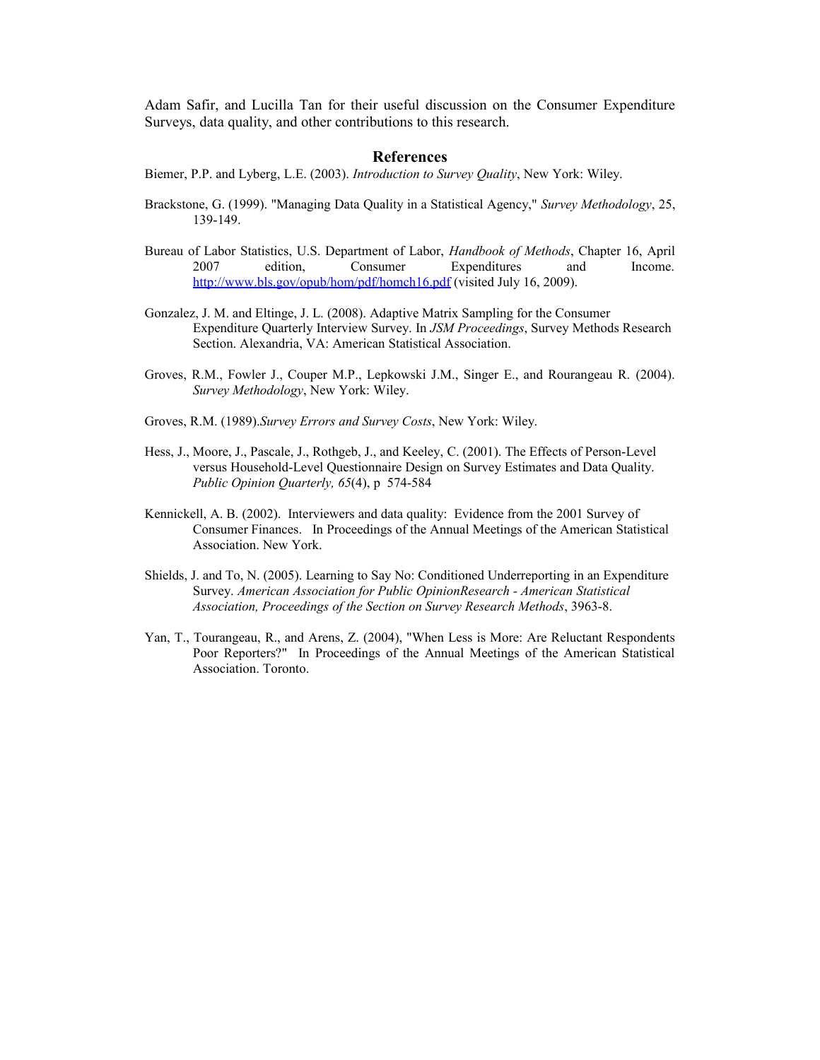Adam Safir, and Lucilla Tan for their useful discussion on the Consumer Expenditure Surveys, data quality, and other contributions to this research.

## References

Biemer, P.P. and Lyberg, L.E. (2003). *Introduction to Survey Quality*, New York: Wiley.

Brackstone, G. (1999). "Managing Data Quality in a Statistical Agency," *Survey Methodology*, 25, 139-149.

Bureau of Labor Statistics, U.S. Department of Labor, *Handbook of Methods*, Chapter 16, April 2007 edition, Consumer Expenditures and Income. http://www.bls.gov/opub/hom/pdf/homch16.pdf (visited July 16, 2009).

Gonzalez, J. M. and Eltinge, J. L. (2008). Adaptive Matrix Sampling for the Consumer Expenditure Quarterly Interview Survey. In *JSM Proceedings*, Survey Methods Research Section. Alexandria, VA: American Statistical Association.

Groves, R.M., Fowler J., Couper M.P., Lepkowski J.M., Singer E., and Rourangeau R. (2004). *Survey Methodology*, New York: Wiley.

Groves, R.M. (1989).*Survey Errors and Survey Costs*, New York: Wiley.

Hess, J., Moore, J., Pascale, J., Rothgeb, J., and Keeley, C. (2001). The Effects of Person-Level versus Household-Level Questionnaire Design on Survey Estimates and Data Quality. *Public Opinion Quarterly, 65*(4), p 574-584

Kennickell, A. B. (2002). Interviewers and data quality: Evidence from the 2001 Survey of Consumer Finances. In Proceedings of the Annual Meetings of the American Statistical Association. New York.

Shields, J. and To, N. (2005). Learning to Say No: Conditioned Underreporting in an Expenditure Survey. *American Association for Public OpinionResearch - American Statistical Association, Proceedings of the Section on Survey Research Methods*, 3963-8.

Yan, T., Tourangeau, R., and Arens, Z. (2004), "When Less is More: Are Reluctant Respondents Poor Reporters?" In Proceedings of the Annual Meetings of the American Statistical Association. Toronto.